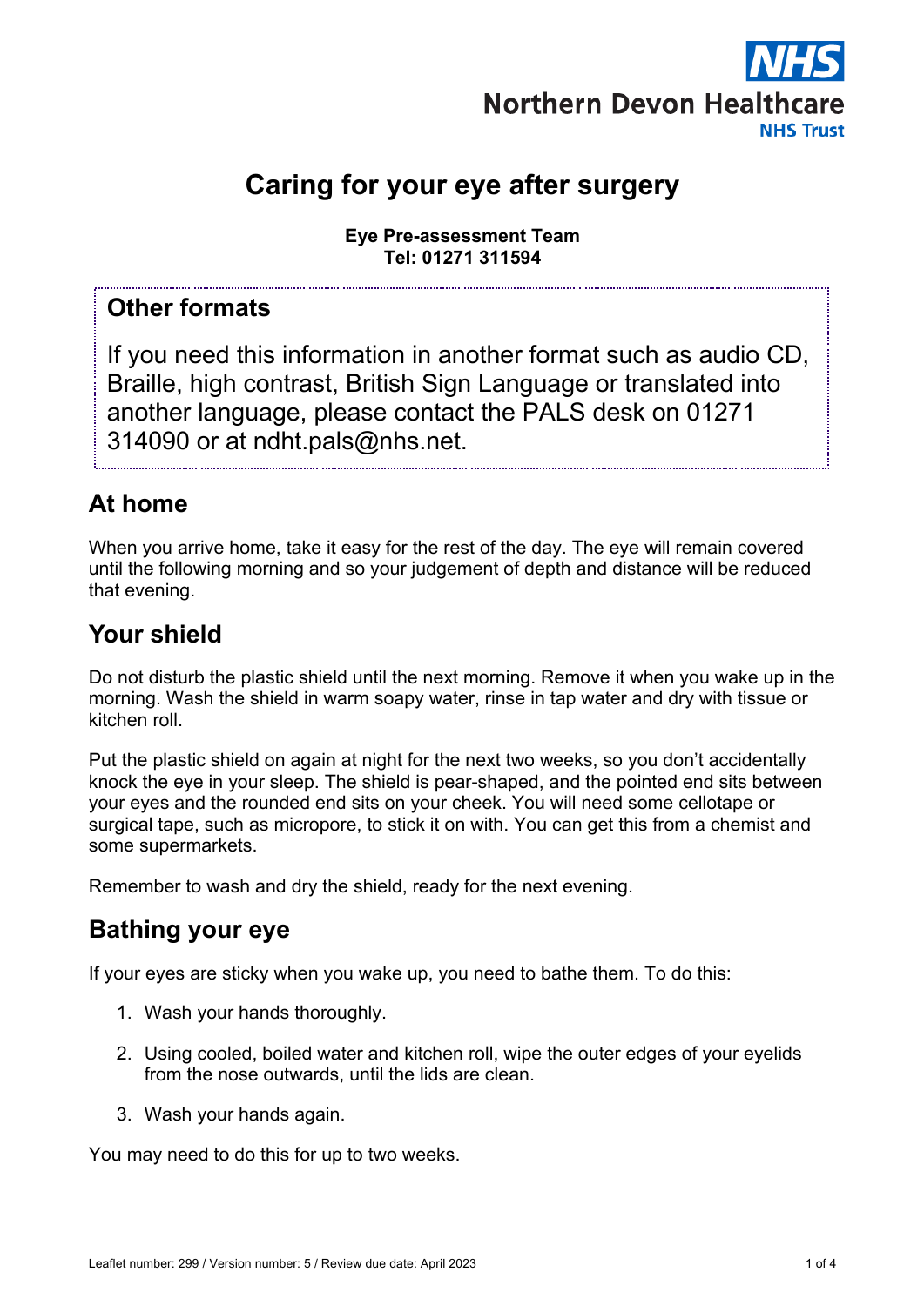NHS
Northern Devon Healthcare
NHS Trust

# Caring for your eye after surgery

**Eye Pre-assessment Team**
**Tel: 01271 311594**

## Other formats

If you need this information in another format such as audio CD, Braille, high contrast, British Sign Language or translated into another language, please contact the PALS desk on 01271 314090 or at ndht.pals@nhs.net.

## At home

When you arrive home, take it easy for the rest of the day. The eye will remain covered until the following morning and so your judgement of depth and distance will be reduced that evening.

## Your shield

Do not disturb the plastic shield until the next morning. Remove it when you wake up in the morning. Wash the shield in warm soapy water, rinse in tap water and dry with tissue or kitchen roll.

Put the plastic shield on again at night for the next two weeks, so you don't accidentally knock the eye in your sleep. The shield is pear-shaped, and the pointed end sits between your eyes and the rounded end sits on your cheek. You will need some cellotape or surgical tape, such as micropore, to stick it on with. You can get this from a chemist and some supermarkets.

Remember to wash and dry the shield, ready for the next evening.

## Bathing your eye

If your eyes are sticky when you wake up, you need to bathe them. To do this:

1. Wash your hands thoroughly.
2. Using cooled, boiled water and kitchen roll, wipe the outer edges of your eyelids from the nose outwards, until the lids are clean.
3. Wash your hands again.

You may need to do this for up to two weeks.

Leaflet number: 299 / Version number: 5 / Review due date: April 2023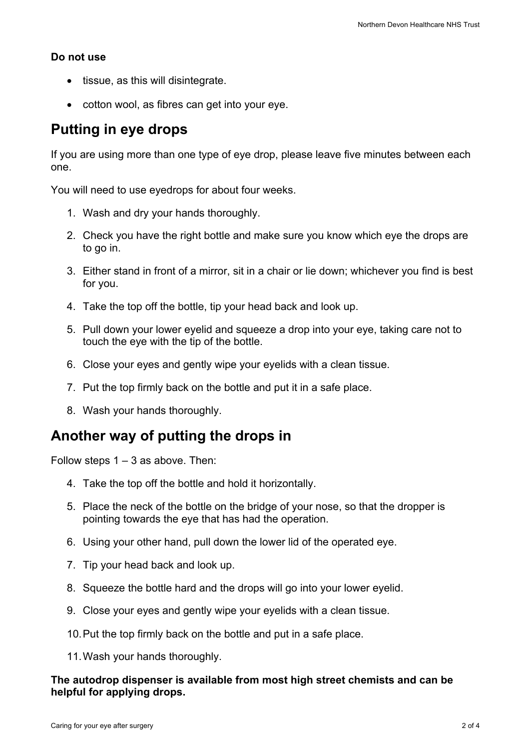**Do not use**

- tissue, as this will disintegrate.
- cotton wool, as fibres can get into your eye.

## Putting in eye drops

If you are using more than one type of eye drop, please leave five minutes between each one.

You will need to use eyedrops for about four weeks.

1. Wash and dry your hands thoroughly.
2. Check you have the right bottle and make sure you know which eye the drops are to go in.
3. Either stand in front of a mirror, sit in a chair or lie down; whichever you find is best for you.
4. Take the top off the bottle, tip your head back and look up.
5. Pull down your lower eyelid and squeeze a drop into your eye, taking care not to touch the eye with the tip of the bottle.
6. Close your eyes and gently wipe your eyelids with a clean tissue.
7. Put the top firmly back on the bottle and put it in a safe place.
8. Wash your hands thoroughly.

## Another way of putting the drops in

Follow steps 1 – 3 as above. Then:

4. Take the top off the bottle and hold it horizontally.
5. Place the neck of the bottle on the bridge of your nose, so that the dropper is pointing towards the eye that has had the operation.
6. Using your other hand, pull down the lower lid of the operated eye.
7. Tip your head back and look up.
8. Squeeze the bottle hard and the drops will go into your lower eyelid.
9. Close your eyes and gently wipe your eyelids with a clean tissue.
10. Put the top firmly back on the bottle and put in a safe place.
11. Wash your hands thoroughly.

**The autodrop dispenser is available from most high street chemists and can be helpful for applying drops.**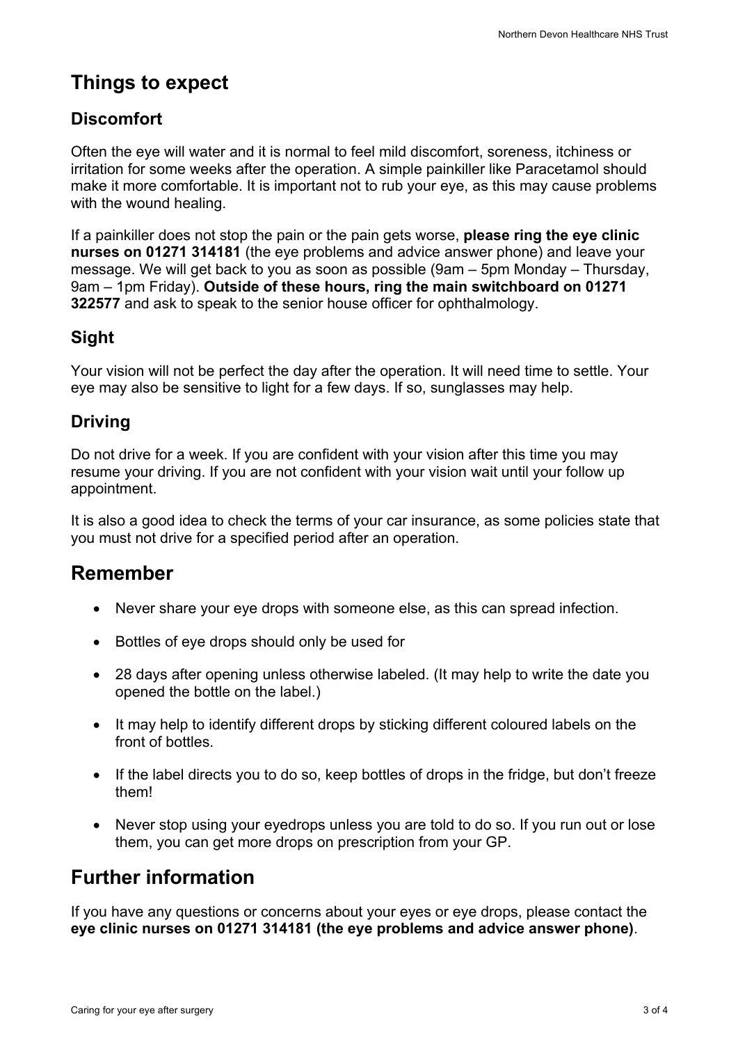# Things to expect

## Discomfort

Often the eye will water and it is normal to feel mild discomfort, soreness, itchiness or irritation for some weeks after the operation. A simple painkiller like Paracetamol should make it more comfortable. It is important not to rub your eye, as this may cause problems with the wound healing.

If a painkiller does not stop the pain or the pain gets worse, **please ring the eye clinic nurses on 01271 314181** (the eye problems and advice answer phone) and leave your message. We will get back to you as soon as possible (9am – 5pm Monday – Thursday, 9am – 1pm Friday). **Outside of these hours, ring the main switchboard on 01271 322577** and ask to speak to the senior house officer for ophthalmology.

## Sight

Your vision will not be perfect the day after the operation. It will need time to settle. Your eye may also be sensitive to light for a few days. If so, sunglasses may help.

## Driving

Do not drive for a week. If you are confident with your vision after this time you may resume your driving. If you are not confident with your vision wait until your follow up appointment.

It is also a good idea to check the terms of your car insurance, as some policies state that you must not drive for a specified period after an operation.

# Remember

- Never share your eye drops with someone else, as this can spread infection.
- Bottles of eye drops should only be used for
- 28 days after opening unless otherwise labeled. (It may help to write the date you opened the bottle on the label.)
- It may help to identify different drops by sticking different coloured labels on the front of bottles.
- If the label directs you to do so, keep bottles of drops in the fridge, but don't freeze them!
- Never stop using your eyedrops unless you are told to do so. If you run out or lose them, you can get more drops on prescription from your GP.

# Further information

If you have any questions or concerns about your eyes or eye drops, please contact the **eye clinic nurses on 01271 314181 (the eye problems and advice answer phone)**.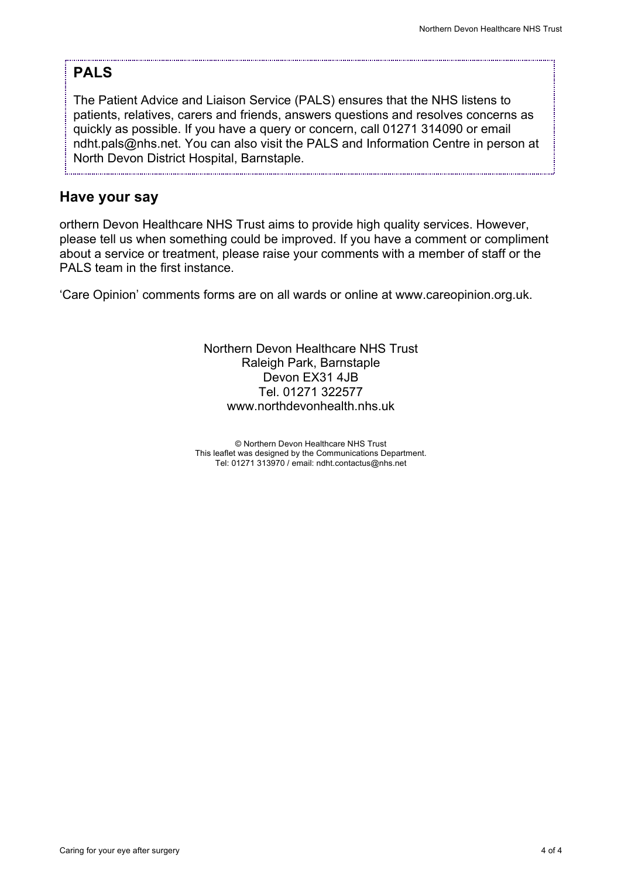## PALS

The Patient Advice and Liaison Service (PALS) ensures that the NHS listens to patients, relatives, carers and friends, answers questions and resolves concerns as quickly as possible. If you have a query or concern, call 01271 314090 or email ndht.pals@nhs.net. You can also visit the PALS and Information Centre in person at North Devon District Hospital, Barnstaple.

## Have your say

orthern Devon Healthcare NHS Trust aims to provide high quality services. However, please tell us when something could be improved. If you have a comment or compliment about a service or treatment, please raise your comments with a member of staff or the PALS team in the first instance.

'Care Opinion' comments forms are on all wards or online at www.careopinion.org.uk.

Northern Devon Healthcare NHS Trust
Raleigh Park, Barnstaple
Devon EX31 4JB
Tel. 01271 322577
www.northdevonhealth.nhs.uk

© Northern Devon Healthcare NHS Trust
This leaflet was designed by the Communications Department.
Tel: 01271 313970 / email: ndht.contactus@nhs.net